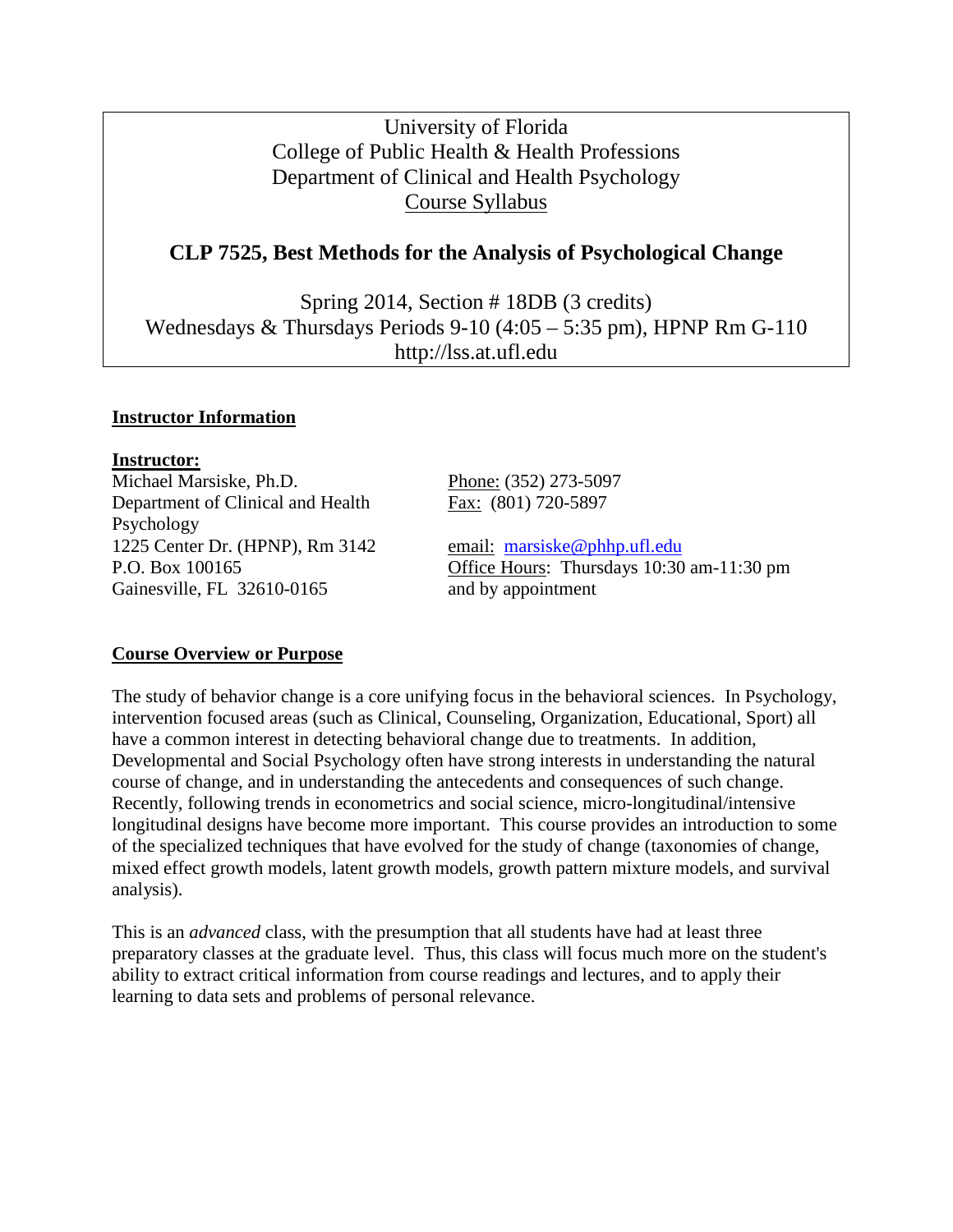University of Florida
College of Public Health & Health Professions
Department of Clinical and Health Psychology
Course Syllabus

# CLP 7525, Best Methods for the Analysis of Psychological Change

Spring 2014, Section # 18DB (3 credits)
Wednesdays & Thursdays Periods 9-10 (4:05 – 5:35 pm), HPNP Rm G-110
http://lss.at.ufl.edu

## Instructor Information

**Instructor:**

Michael Marsiske, Ph.D.
Department of Clinical and Health Psychology
1225 Center Dr. (HPNP), Rm 3142
P.O. Box 100165
Gainesville, FL 32610-0165

Phone: (352) 273-5097
Fax: (801) 720-5897

email: marsiske@phhp.ufl.edu
Office Hours: Thursdays 10:30 am-11:30 pm and by appointment

## Course Overview or Purpose

The study of behavior change is a core unifying focus in the behavioral sciences. In Psychology, intervention focused areas (such as Clinical, Counseling, Organization, Educational, Sport) all have a common interest in detecting behavioral change due to treatments. In addition, Developmental and Social Psychology often have strong interests in understanding the natural course of change, and in understanding the antecedents and consequences of such change. Recently, following trends in econometrics and social science, micro-longitudinal/intensive longitudinal designs have become more important. This course provides an introduction to some of the specialized techniques that have evolved for the study of change (taxonomies of change, mixed effect growth models, latent growth models, growth pattern mixture models, and survival analysis).

This is an *advanced* class, with the presumption that all students have had at least three preparatory classes at the graduate level. Thus, this class will focus much more on the student's ability to extract critical information from course readings and lectures, and to apply their learning to data sets and problems of personal relevance.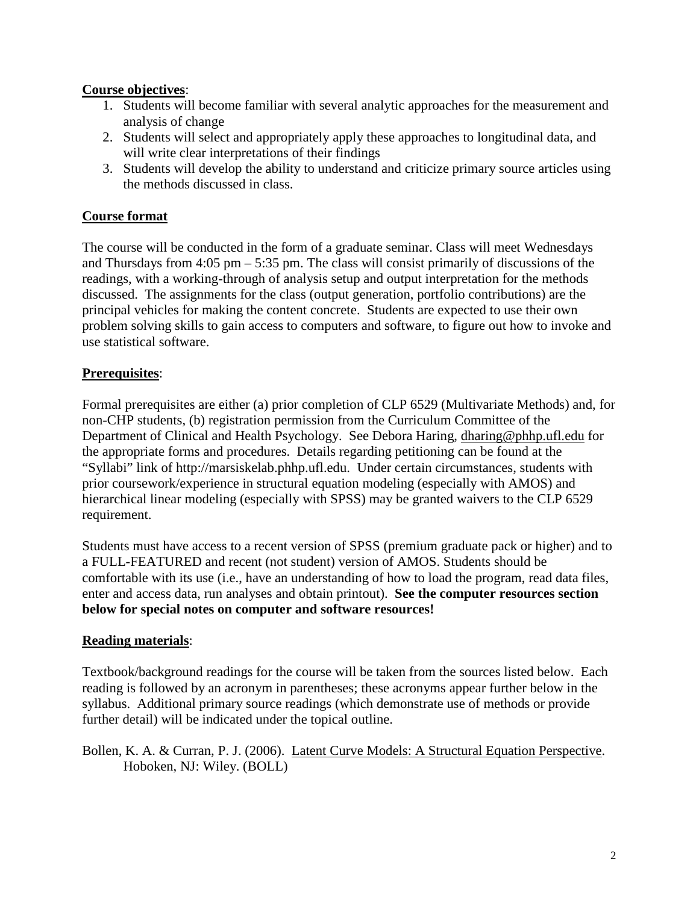**Course objectives**:

1. Students will become familiar with several analytic approaches for the measurement and analysis of change
2. Students will select and appropriately apply these approaches to longitudinal data, and will write clear interpretations of their findings
3. Students will develop the ability to understand and criticize primary source articles using the methods discussed in class.

**Course format**

The course will be conducted in the form of a graduate seminar. Class will meet Wednesdays and Thursdays from 4:05 pm – 5:35 pm. The class will consist primarily of discussions of the readings, with a working-through of analysis setup and output interpretation for the methods discussed. The assignments for the class (output generation, portfolio contributions) are the principal vehicles for making the content concrete. Students are expected to use their own problem solving skills to gain access to computers and software, to figure out how to invoke and use statistical software.

**Prerequisites**:

Formal prerequisites are either (a) prior completion of CLP 6529 (Multivariate Methods) and, for non-CHP students, (b) registration permission from the Curriculum Committee of the Department of Clinical and Health Psychology. See Debora Haring, dharing@phhp.ufl.edu for the appropriate forms and procedures. Details regarding petitioning can be found at the "Syllabi" link of http://marsiskelab.phhp.ufl.edu. Under certain circumstances, students with prior coursework/experience in structural equation modeling (especially with AMOS) and hierarchical linear modeling (especially with SPSS) may be granted waivers to the CLP 6529 requirement.

Students must have access to a recent version of SPSS (premium graduate pack or higher) and to a FULL-FEATURED and recent (not student) version of AMOS. Students should be comfortable with its use (i.e., have an understanding of how to load the program, read data files, enter and access data, run analyses and obtain printout). **See the computer resources section below for special notes on computer and software resources!**

**Reading materials**:

Textbook/background readings for the course will be taken from the sources listed below. Each reading is followed by an acronym in parentheses; these acronyms appear further below in the syllabus. Additional primary source readings (which demonstrate use of methods or provide further detail) will be indicated under the topical outline.

Bollen, K. A. & Curran, P. J. (2006). Latent Curve Models: A Structural Equation Perspective. Hoboken, NJ: Wiley. (BOLL)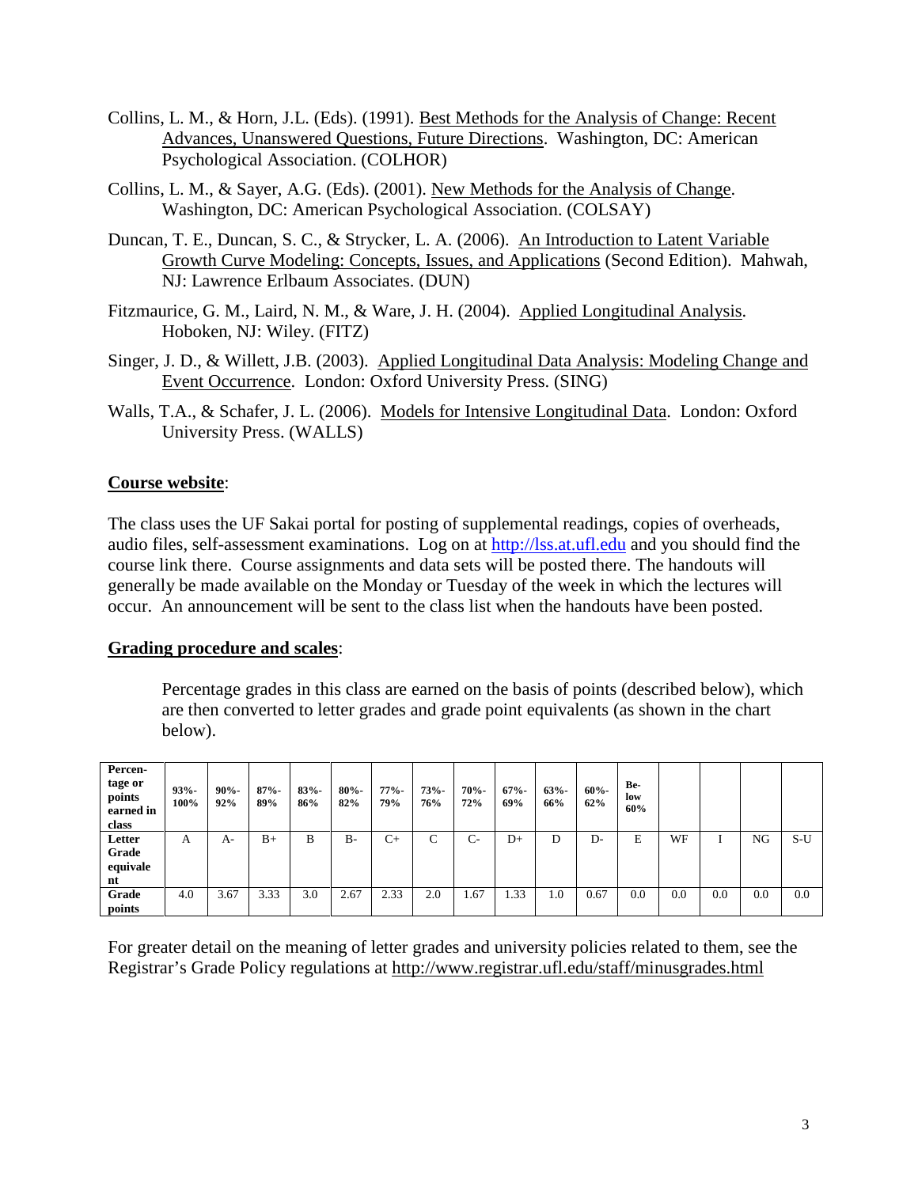Collins, L. M., & Horn, J.L. (Eds). (1991). Best Methods for the Analysis of Change: Recent Advances, Unanswered Questions, Future Directions. Washington, DC: American Psychological Association. (COLHOR)

Collins, L. M., & Sayer, A.G. (Eds). (2001). New Methods for the Analysis of Change. Washington, DC: American Psychological Association. (COLSAY)

Duncan, T. E., Duncan, S. C., & Strycker, L. A. (2006). An Introduction to Latent Variable Growth Curve Modeling: Concepts, Issues, and Applications (Second Edition). Mahwah, NJ: Lawrence Erlbaum Associates. (DUN)

Fitzmaurice, G. M., Laird, N. M., & Ware, J. H. (2004). Applied Longitudinal Analysis. Hoboken, NJ: Wiley. (FITZ)

Singer, J. D., & Willett, J.B. (2003). Applied Longitudinal Data Analysis: Modeling Change and Event Occurrence. London: Oxford University Press. (SING)

Walls, T.A., & Schafer, J. L. (2006). Models for Intensive Longitudinal Data. London: Oxford University Press. (WALLS)

**Course website**:

The class uses the UF Sakai portal for posting of supplemental readings, copies of overheads, audio files, self-assessment examinations. Log on at http://lss.at.ufl.edu and you should find the course link there. Course assignments and data sets will be posted there. The handouts will generally be made available on the Monday or Tuesday of the week in which the lectures will occur. An announcement will be sent to the class list when the handouts have been posted.

**Grading procedure and scales**:

Percentage grades in this class are earned on the basis of points (described below), which are then converted to letter grades and grade point equivalents (as shown in the chart below).

| **Percentage or points earned in class** | **93%-100%** | **90%-92%** | **87%-89%** | **83%-86%** | **80%-82%** | **77%-79%** | **73%-76%** | **70%-72%** | **67%-69%** | **63%-66%** | **60%-62%** | **Below 60%** | | | | |
|---|---|---|---|---|---|---|---|---|---|---|---|---|---|---|---|---|
| **Letter Grade equivalent** | A | A- | B+ | B | B- | C+ | C | C- | D+ | D | D- | E | WF | I | NG | S-U |
| **Grade points** | 4.0 | 3.67 | 3.33 | 3.0 | 2.67 | 2.33 | 2.0 | 1.67 | 1.33 | 1.0 | 0.67 | 0.0 | 0.0 | 0.0 | 0.0 | 0.0 |

For greater detail on the meaning of letter grades and university policies related to them, see the Registrar's Grade Policy regulations at http://www.registrar.ufl.edu/staff/minusgrades.html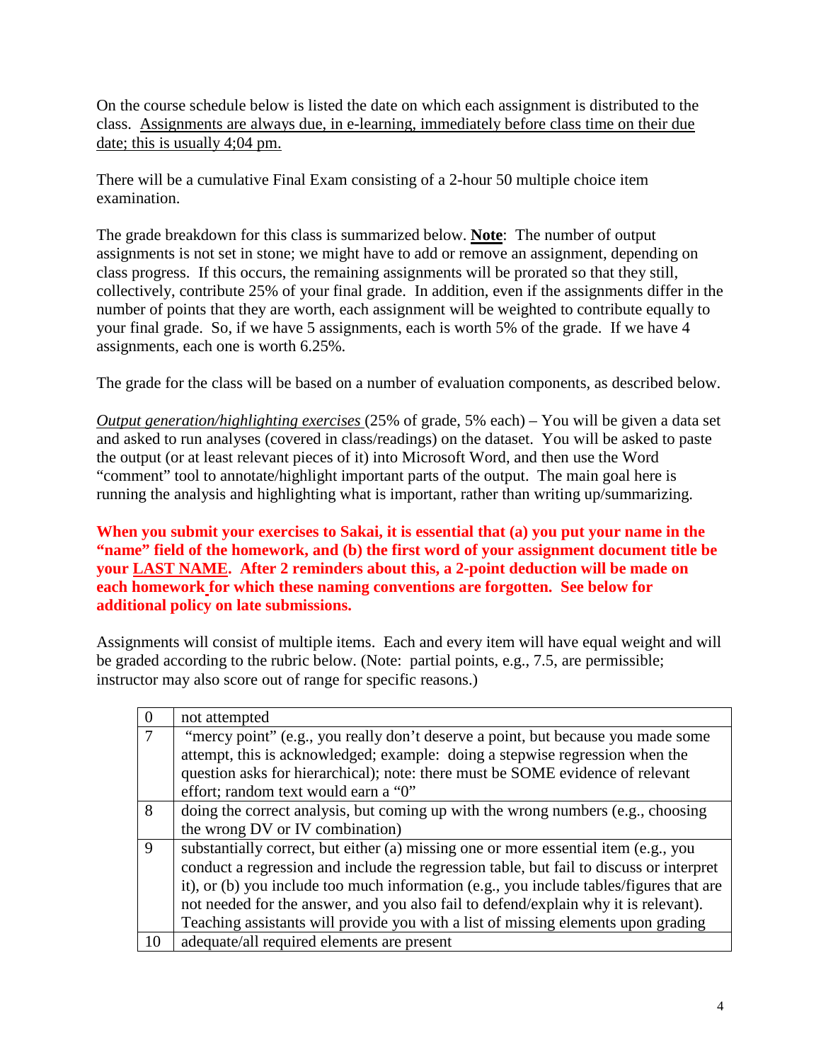On the course schedule below is listed the date on which each assignment is distributed to the class. <u>Assignments are always due, in e-learning, immediately before class time on their due date; this is usually 4;04 pm.</u>

There will be a cumulative Final Exam consisting of a 2-hour 50 multiple choice item examination.

The grade breakdown for this class is summarized below. **<u>Note</u>**: The number of output assignments is not set in stone; we might have to add or remove an assignment, depending on class progress. If this occurs, the remaining assignments will be prorated so that they still, collectively, contribute 25% of your final grade. In addition, even if the assignments differ in the number of points that they are worth, each assignment will be weighted to contribute equally to your final grade. So, if we have 5 assignments, each is worth 5% of the grade. If we have 4 assignments, each one is worth 6.25%.

The grade for the class will be based on a number of evaluation components, as described below.

*<u>Output generation/highlighting exercises</u>* (25% of grade, 5% each) – You will be given a data set and asked to run analyses (covered in class/readings) on the dataset. You will be asked to paste the output (or at least relevant pieces of it) into Microsoft Word, and then use the Word "comment" tool to annotate/highlight important parts of the output. The main goal here is running the analysis and highlighting what is important, rather than writing up/summarizing.

**When you submit your exercises to Sakai, it is essential that (a) you put your name in the "name" field of the homework, and (b) the first word of your assignment document title be your <u>LAST NAME</u>. After 2 reminders about this, a 2-point deduction will be made on each homework for which these naming conventions are forgotten. See below for additional policy on late submissions.**

Assignments will consist of multiple items. Each and every item will have equal weight and will be graded according to the rubric below. (Note: partial points, e.g., 7.5, are permissible; instructor may also score out of range for specific reasons.)

| | |
|---|---|
| 0 | not attempted |
| 7 | "mercy point" (e.g., you really don't deserve a point, but because you made some attempt, this is acknowledged; example: doing a stepwise regression when the question asks for hierarchical); note: there must be SOME evidence of relevant effort; random text would earn a "0" |
| 8 | doing the correct analysis, but coming up with the wrong numbers (e.g., choosing the wrong DV or IV combination) |
| 9 | substantially correct, but either (a) missing one or more essential item (e.g., you conduct a regression and include the regression table, but fail to discuss or interpret it), or (b) you include too much information (e.g., you include tables/figures that are not needed for the answer, and you also fail to defend/explain why it is relevant). Teaching assistants will provide you with a list of missing elements upon grading |
| 10 | adequate/all required elements are present |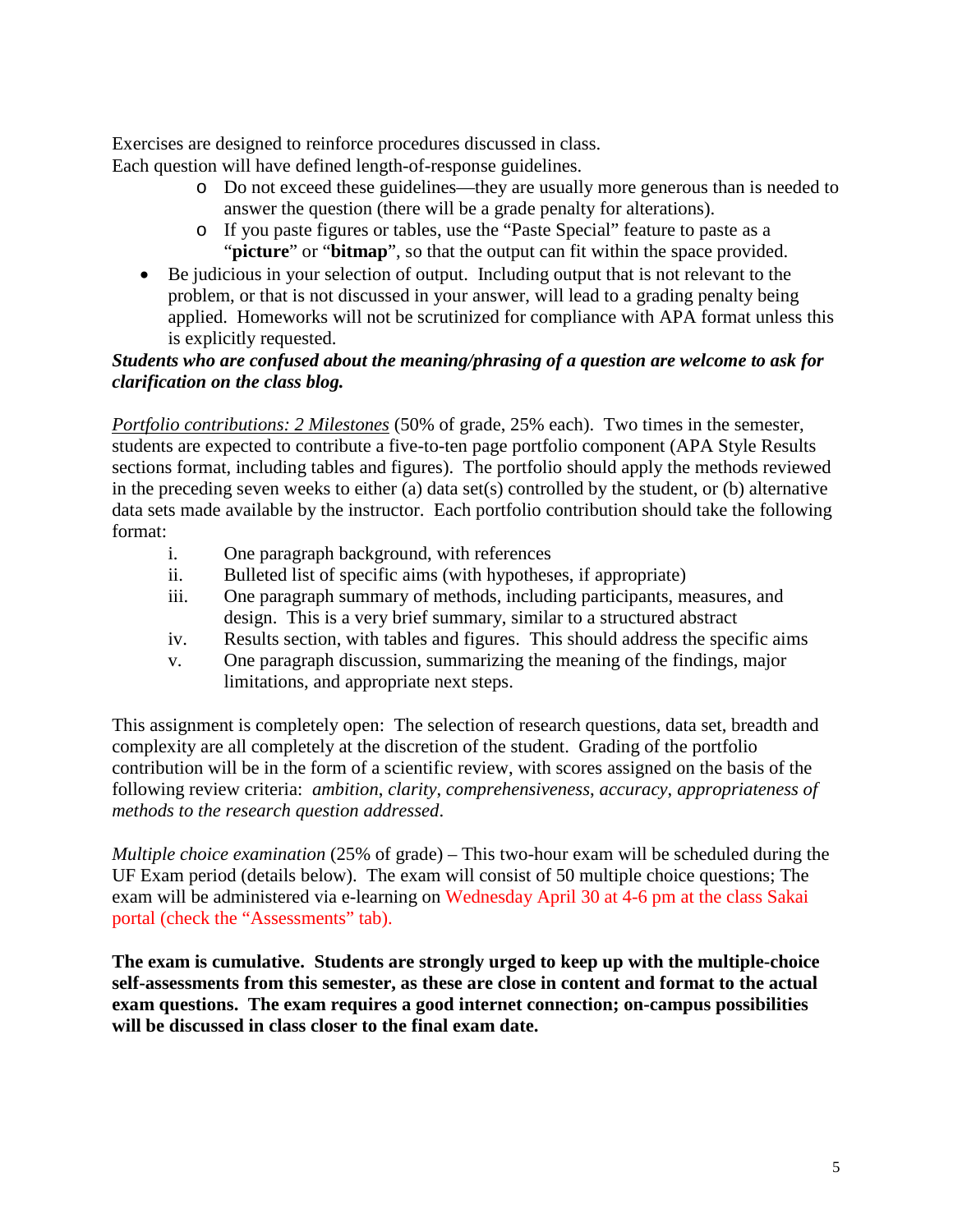Exercises are designed to reinforce procedures discussed in class.
Each question will have defined length-of-response guidelines.

- Do not exceed these guidelines—they are usually more generous than is needed to answer the question (there will be a grade penalty for alterations).
- If you paste figures or tables, use the "Paste Special" feature to paste as a "**picture**" or "**bitmap**", so that the output can fit within the space provided.

- Be judicious in your selection of output. Including output that is not relevant to the problem, or that is not discussed in your answer, will lead to a grading penalty being applied. Homeworks will not be scrutinized for compliance with APA format unless this is explicitly requested.

***Students who are confused about the meaning/phrasing of a question are welcome to ask for clarification on the class blog.***

*<u>Portfolio contributions: 2 Milestones</u>* (50% of grade, 25% each). Two times in the semester, students are expected to contribute a five-to-ten page portfolio component (APA Style Results sections format, including tables and figures). The portfolio should apply the methods reviewed in the preceding seven weeks to either (a) data set(s) controlled by the student, or (b) alternative data sets made available by the instructor. Each portfolio contribution should take the following format:

i. One paragraph background, with references
ii. Bulleted list of specific aims (with hypotheses, if appropriate)
iii. One paragraph summary of methods, including participants, measures, and design. This is a very brief summary, similar to a structured abstract
iv. Results section, with tables and figures. This should address the specific aims
v. One paragraph discussion, summarizing the meaning of the findings, major limitations, and appropriate next steps.

This assignment is completely open: The selection of research questions, data set, breadth and complexity are all completely at the discretion of the student. Grading of the portfolio contribution will be in the form of a scientific review, with scores assigned on the basis of the following review criteria: *ambition, clarity, comprehensiveness, accuracy, appropriateness of methods to the research question addressed*.

*Multiple choice examination* (25% of grade) – This two-hour exam will be scheduled during the UF Exam period (details below). The exam will consist of 50 multiple choice questions; The exam will be administered via e-learning on Wednesday April 30 at 4-6 pm at the class Sakai portal (check the "Assessments" tab).

**The exam is cumulative. Students are strongly urged to keep up with the multiple-choice self-assessments from this semester, as these are close in content and format to the actual exam questions. The exam requires a good internet connection; on-campus possibilities will be discussed in class closer to the final exam date.**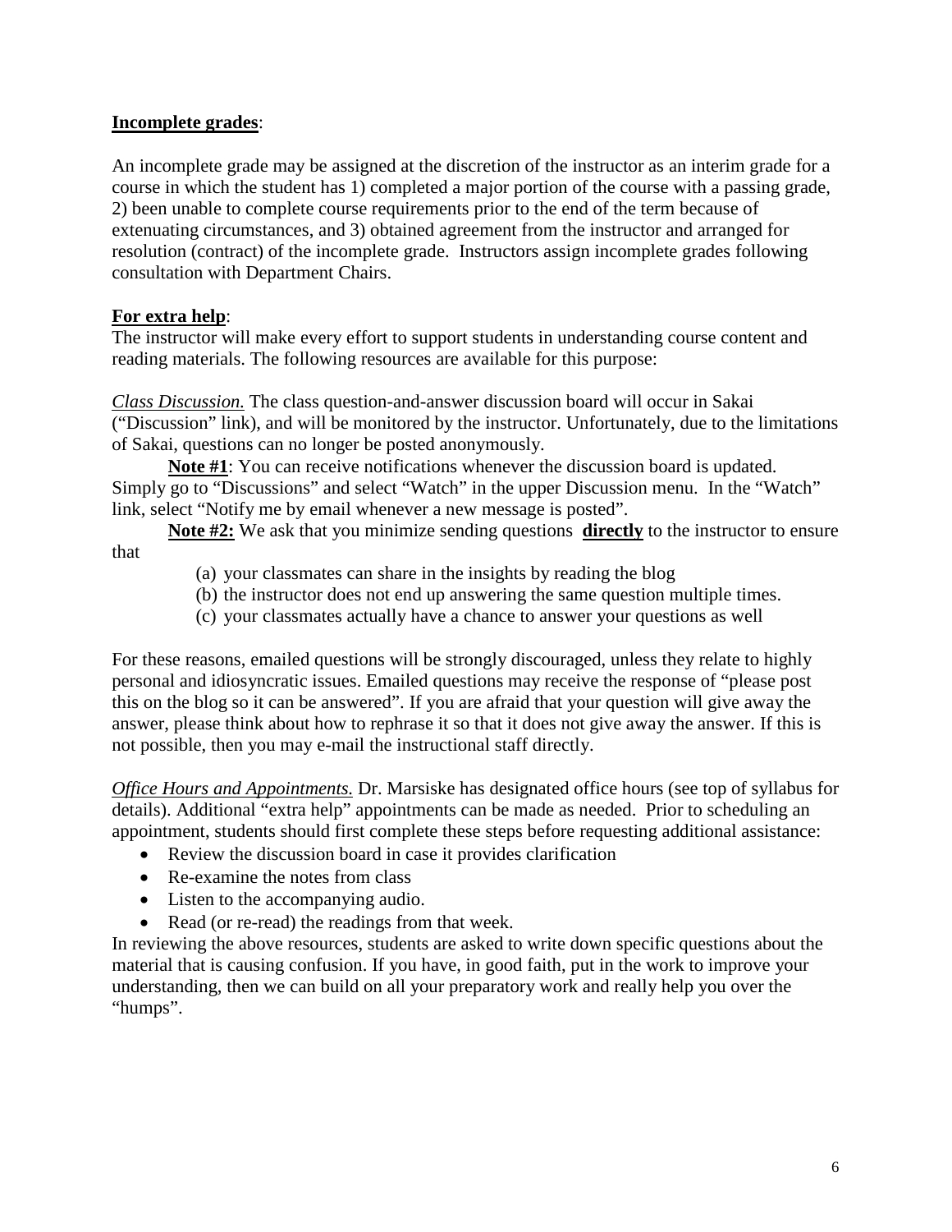**Incomplete grades**:

An incomplete grade may be assigned at the discretion of the instructor as an interim grade for a course in which the student has 1) completed a major portion of the course with a passing grade, 2) been unable to complete course requirements prior to the end of the term because of extenuating circumstances, and 3) obtained agreement from the instructor and arranged for resolution (contract) of the incomplete grade. Instructors assign incomplete grades following consultation with Department Chairs.

**For extra help**:

The instructor will make every effort to support students in understanding course content and reading materials. The following resources are available for this purpose:

*Class Discussion.* The class question-and-answer discussion board will occur in Sakai ("Discussion" link), and will be monitored by the instructor. Unfortunately, due to the limitations of Sakai, questions can no longer be posted anonymously.

**Note #1**: You can receive notifications whenever the discussion board is updated. Simply go to "Discussions" and select "Watch" in the upper Discussion menu. In the "Watch" link, select "Notify me by email whenever a new message is posted".

**Note #2:** We ask that you minimize sending questions **directly** to the instructor to ensure that

(a) your classmates can share in the insights by reading the blog
(b) the instructor does not end up answering the same question multiple times.
(c) your classmates actually have a chance to answer your questions as well

For these reasons, emailed questions will be strongly discouraged, unless they relate to highly personal and idiosyncratic issues. Emailed questions may receive the response of "please post this on the blog so it can be answered". If you are afraid that your question will give away the answer, please think about how to rephrase it so that it does not give away the answer. If this is not possible, then you may e-mail the instructional staff directly.

*Office Hours and Appointments.* Dr. Marsiske has designated office hours (see top of syllabus for details). Additional "extra help" appointments can be made as needed. Prior to scheduling an appointment, students should first complete these steps before requesting additional assistance:

- Review the discussion board in case it provides clarification
- Re-examine the notes from class
- Listen to the accompanying audio.
- Read (or re-read) the readings from that week.

In reviewing the above resources, students are asked to write down specific questions about the material that is causing confusion. If you have, in good faith, put in the work to improve your understanding, then we can build on all your preparatory work and really help you over the "humps".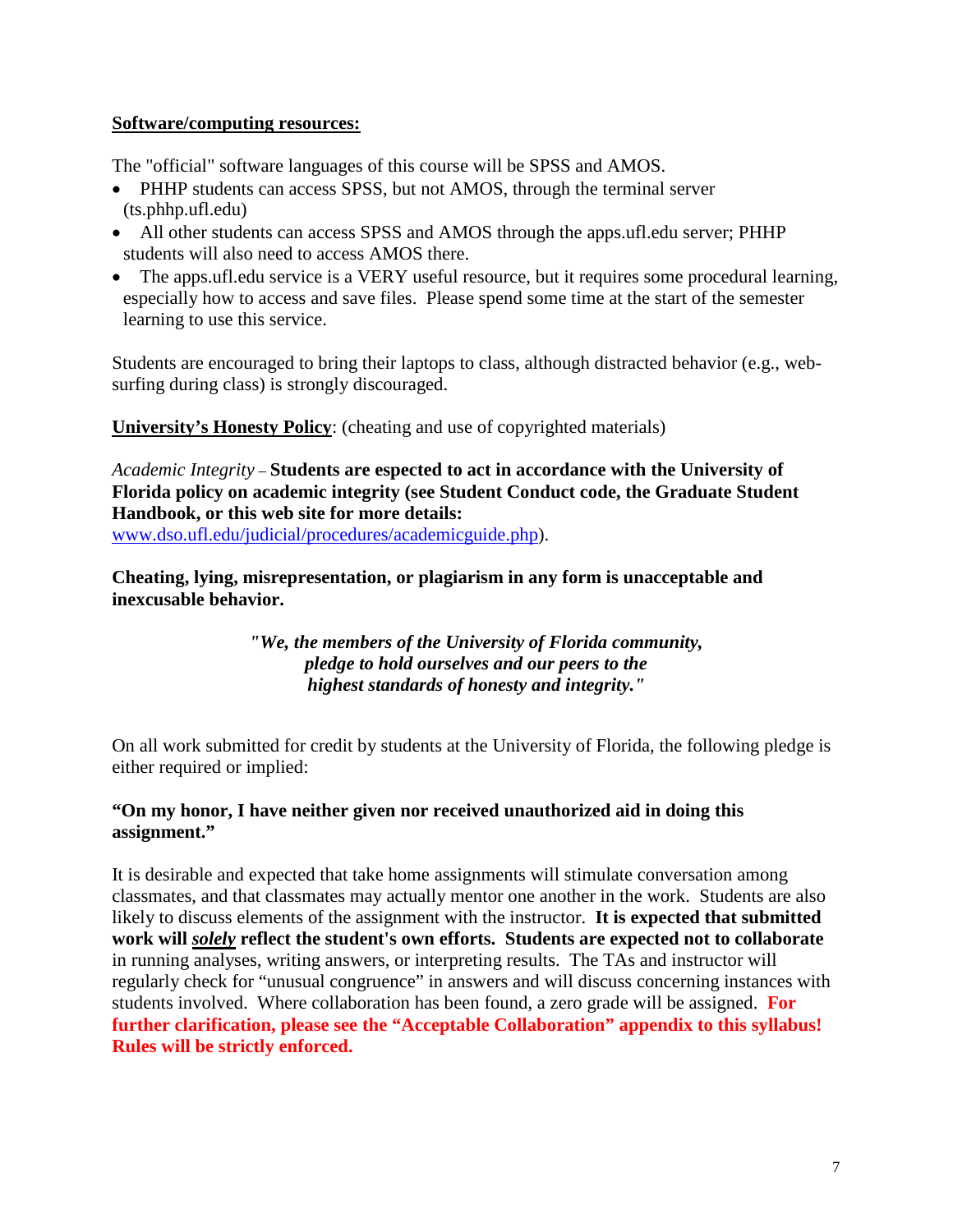**Software/computing resources:**

The "official" software languages of this course will be SPSS and AMOS.

- PHHP students can access SPSS, but not AMOS, through the terminal server (ts.phhp.ufl.edu)
- All other students can access SPSS and AMOS through the apps.ufl.edu server; PHHP students will also need to access AMOS there.
- The apps.ufl.edu service is a VERY useful resource, but it requires some procedural learning, especially how to access and save files. Please spend some time at the start of the semester learning to use this service.

Students are encouraged to bring their laptops to class, although distracted behavior (e.g., web-surfing during class) is strongly discouraged.

**University's Honesty Policy**: (cheating and use of copyrighted materials)

*Academic Integrity* – **Students are expected to act in accordance with the University of Florida policy on academic integrity (see Student Conduct code, the Graduate Student Handbook, or this web site for more details:** www.dso.ufl.edu/judicial/procedures/academicguide.php).

**Cheating, lying, misrepresentation, or plagiarism in any form is unacceptable and inexcusable behavior.**

***"We, the members of the University of Florida community, pledge to hold ourselves and our peers to the highest standards of honesty and integrity."***

On all work submitted for credit by students at the University of Florida, the following pledge is either required or implied:

**"On my honor, I have neither given nor received unauthorized aid in doing this assignment."**

It is desirable and expected that take home assignments will stimulate conversation among classmates, and that classmates may actually mentor one another in the work. Students are also likely to discuss elements of the assignment with the instructor. **It is expected that submitted work will *solely* reflect the student's own efforts. Students are expected not to collaborate** in running analyses, writing answers, or interpreting results. The TAs and instructor will regularly check for "unusual congruence" in answers and will discuss concerning instances with students involved. Where collaboration has been found, a zero grade will be assigned. **For further clarification, please see the "Acceptable Collaboration" appendix to this syllabus! Rules will be strictly enforced.**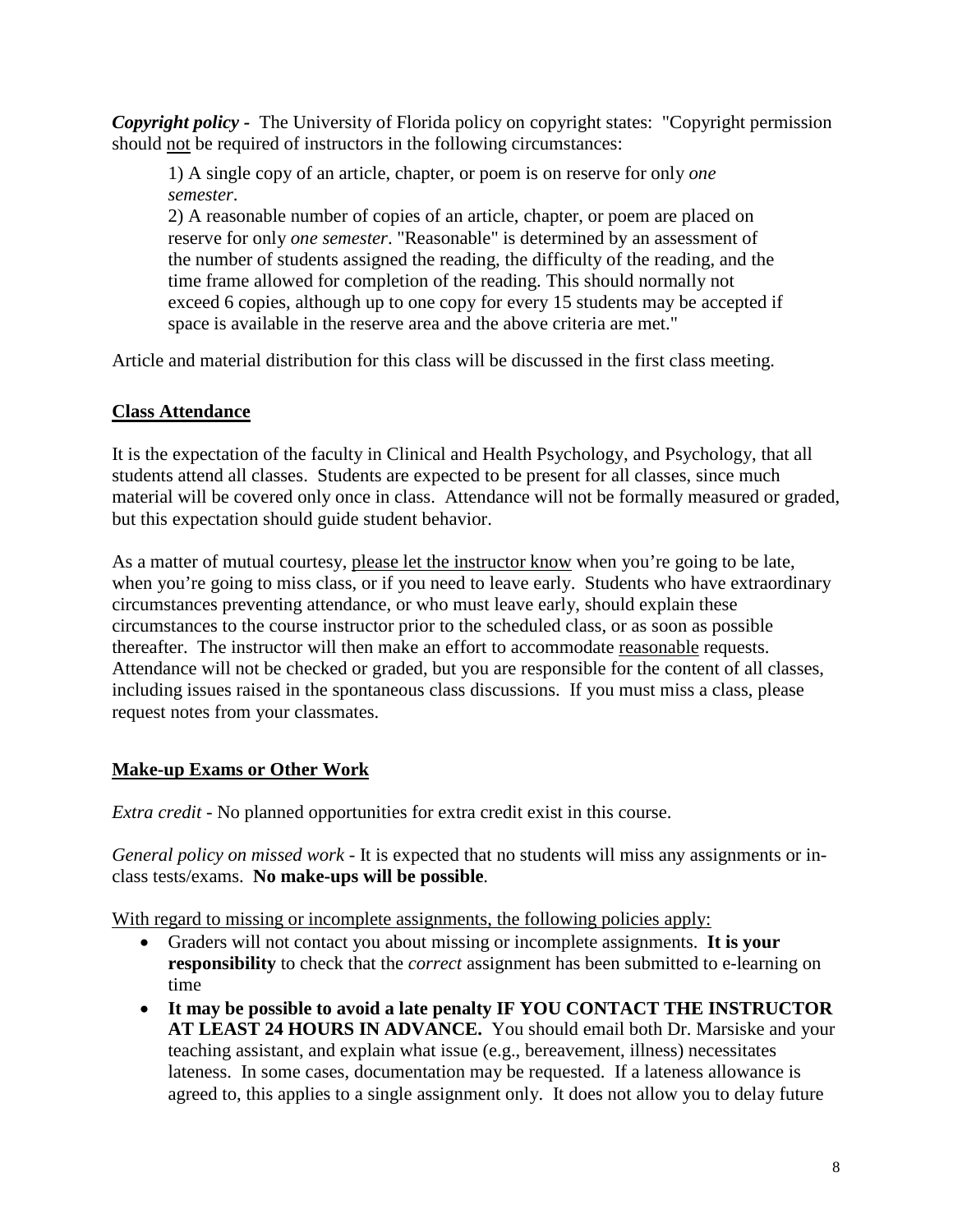***Copyright policy*** **-** The University of Florida policy on copyright states: "Copyright permission should not be required of instructors in the following circumstances:

> 1) A single copy of an article, chapter, or poem is on reserve for only *one semester*.
>
> 2) A reasonable number of copies of an article, chapter, or poem are placed on reserve for only *one semester*. "Reasonable" is determined by an assessment of the number of students assigned the reading, the difficulty of the reading, and the time frame allowed for completion of the reading. This should normally not exceed 6 copies, although up to one copy for every 15 students may be accepted if space is available in the reserve area and the above criteria are met."

Article and material distribution for this class will be discussed in the first class meeting.

## Class Attendance

It is the expectation of the faculty in Clinical and Health Psychology, and Psychology, that all students attend all classes. Students are expected to be present for all classes, since much material will be covered only once in class. Attendance will not be formally measured or graded, but this expectation should guide student behavior.

As a matter of mutual courtesy, please let the instructor know when you're going to be late, when you're going to miss class, or if you need to leave early. Students who have extraordinary circumstances preventing attendance, or who must leave early, should explain these circumstances to the course instructor prior to the scheduled class, or as soon as possible thereafter. The instructor will then make an effort to accommodate reasonable requests. Attendance will not be checked or graded, but you are responsible for the content of all classes, including issues raised in the spontaneous class discussions. If you must miss a class, please request notes from your classmates.

## Make-up Exams or Other Work

*Extra credit* - No planned opportunities for extra credit exist in this course.

*General policy on missed work* - It is expected that no students will miss any assignments or in-class tests/exams. **No make-ups will be possible**.

With regard to missing or incomplete assignments, the following policies apply:

- Graders will not contact you about missing or incomplete assignments. **It is your responsibility** to check that the *correct* assignment has been submitted to e-learning on time
- **It may be possible to avoid a late penalty IF YOU CONTACT THE INSTRUCTOR AT LEAST 24 HOURS IN ADVANCE.** You should email both Dr. Marsiske and your teaching assistant, and explain what issue (e.g., bereavement, illness) necessitates lateness. In some cases, documentation may be requested. If a lateness allowance is agreed to, this applies to a single assignment only. It does not allow you to delay future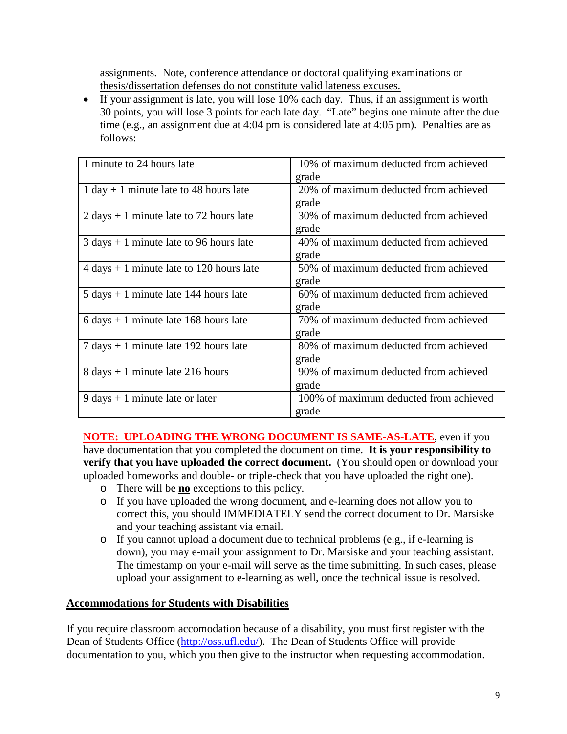assignments. Note, conference attendance or doctoral qualifying examinations or thesis/dissertation defenses do not constitute valid lateness excuses.

- If your assignment is late, you will lose 10% each day. Thus, if an assignment is worth 30 points, you will lose 3 points for each late day. "Late" begins one minute after the due time (e.g., an assignment due at 4:04 pm is considered late at 4:05 pm). Penalties are as follows:

| 1 minute to 24 hours late | 10% of maximum deducted from achieved grade |
|---|---|
| 1 day + 1 minute late to 48 hours late | 20% of maximum deducted from achieved grade |
| 2 days + 1 minute late to 72 hours late | 30% of maximum deducted from achieved grade |
| 3 days + 1 minute late to 96 hours late | 40% of maximum deducted from achieved grade |
| 4 days + 1 minute late to 120 hours late | 50% of maximum deducted from achieved grade |
| 5 days + 1 minute late 144 hours late | 60% of maximum deducted from achieved grade |
| 6 days + 1 minute late 168 hours late | 70% of maximum deducted from achieved grade |
| 7 days + 1 minute late 192 hours late | 80% of maximum deducted from achieved grade |
| 8 days + 1 minute late 216 hours | 90% of maximum deducted from achieved grade |
| 9 days + 1 minute late or later | 100% of maximum deducted from achieved grade |

**NOTE: UPLOADING THE WRONG DOCUMENT IS SAME-AS-LATE**, even if you have documentation that you completed the document on time. **It is your responsibility to verify that you have uploaded the correct document.** (You should open or download your uploaded homeworks and double- or triple-check that you have uploaded the right one).

- There will be **no** exceptions to this policy.
- If you have uploaded the wrong document, and e-learning does not allow you to correct this, you should IMMEDIATELY send the correct document to Dr. Marsiske and your teaching assistant via email.
- If you cannot upload a document due to technical problems (e.g., if e-learning is down), you may e-mail your assignment to Dr. Marsiske and your teaching assistant. The timestamp on your e-mail will serve as the time submitting. In such cases, please upload your assignment to e-learning as well, once the technical issue is resolved.

## Accommodations for Students with Disabilities

If you require classroom accomodation because of a disability, you must first register with the Dean of Students Office (http://oss.ufl.edu/). The Dean of Students Office will provide documentation to you, which you then give to the instructor when requesting accommodation.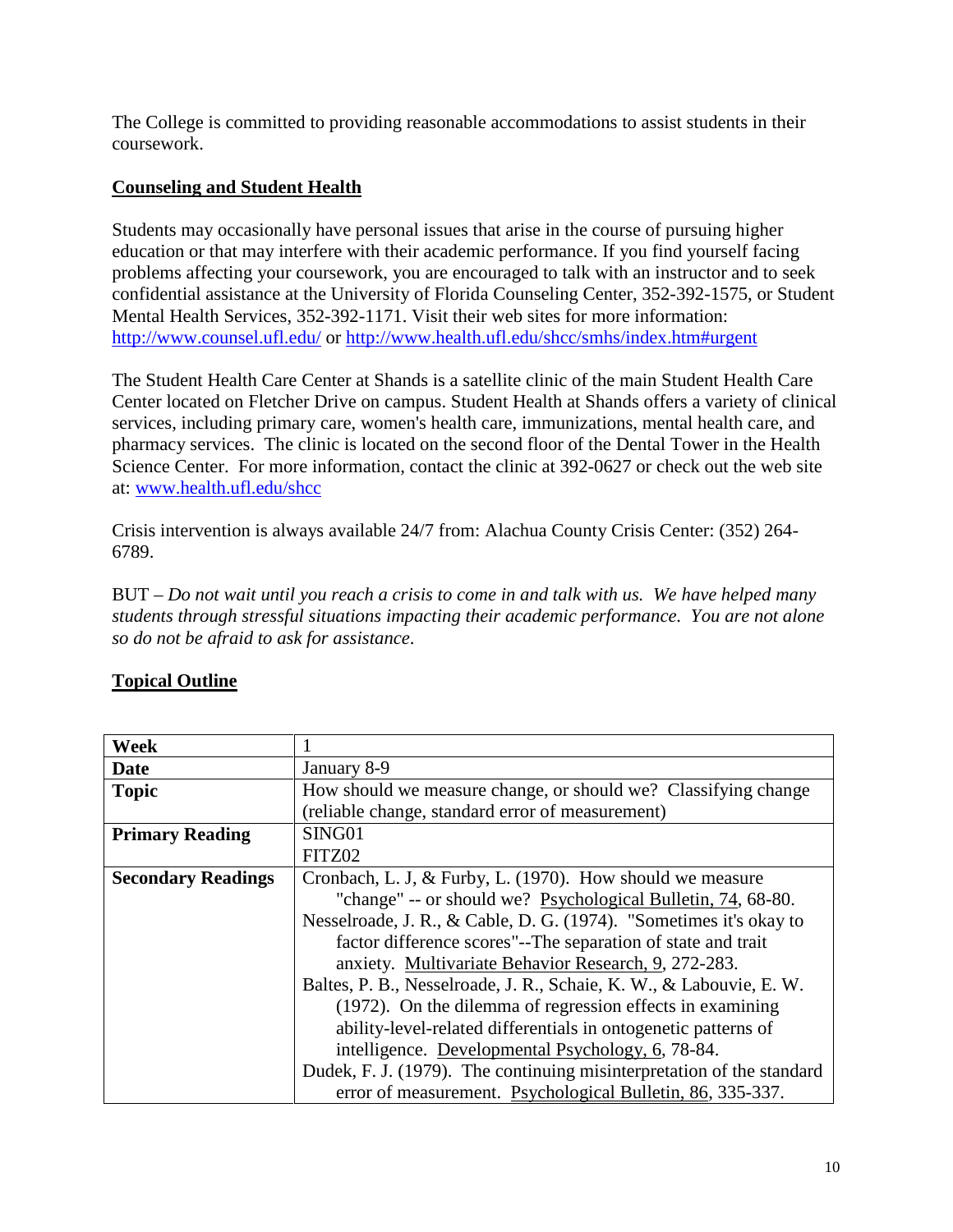The College is committed to providing reasonable accommodations to assist students in their coursework.

## Counseling and Student Health

Students may occasionally have personal issues that arise in the course of pursuing higher education or that may interfere with their academic performance. If you find yourself facing problems affecting your coursework, you are encouraged to talk with an instructor and to seek confidential assistance at the University of Florida Counseling Center, 352-392-1575, or Student Mental Health Services, 352-392-1171. Visit their web sites for more information: http://www.counsel.ufl.edu/ or http://www.health.ufl.edu/shcc/smhs/index.htm#urgent

The Student Health Care Center at Shands is a satellite clinic of the main Student Health Care Center located on Fletcher Drive on campus. Student Health at Shands offers a variety of clinical services, including primary care, women's health care, immunizations, mental health care, and pharmacy services. The clinic is located on the second floor of the Dental Tower in the Health Science Center. For more information, contact the clinic at 392-0627 or check out the web site at: www.health.ufl.edu/shcc

Crisis intervention is always available 24/7 from: Alachua County Crisis Center: (352) 264-6789.

BUT – *Do not wait until you reach a crisis to come in and talk with us. We have helped many students through stressful situations impacting their academic performance. You are not alone so do not be afraid to ask for assistance.*

## Topical Outline

| **Week** | 1 |
|---|---|
| **Date** | January 8-9 |
| **Topic** | How should we measure change, or should we? Classifying change (reliable change, standard error of measurement) |
| **Primary Reading** | SING01<br>FITZ02 |
| **Secondary Readings** | Cronbach, L. J, & Furby, L. (1970). How should we measure "change" -- or should we? Psychological Bulletin, 74, 68-80.<br>Nesselroade, J. R., & Cable, D. G. (1974). "Sometimes it's okay to factor difference scores"--The separation of state and trait anxiety. Multivariate Behavior Research, 9, 272-283.<br>Baltes, P. B., Nesselroade, J. R., Schaie, K. W., & Labouvie, E. W. (1972). On the dilemma of regression effects in examining ability-level-related differentials in ontogenetic patterns of intelligence. Developmental Psychology, 6, 78-84.<br>Dudek, F. J. (1979). The continuing misinterpretation of the standard error of measurement. Psychological Bulletin, 86, 335-337. |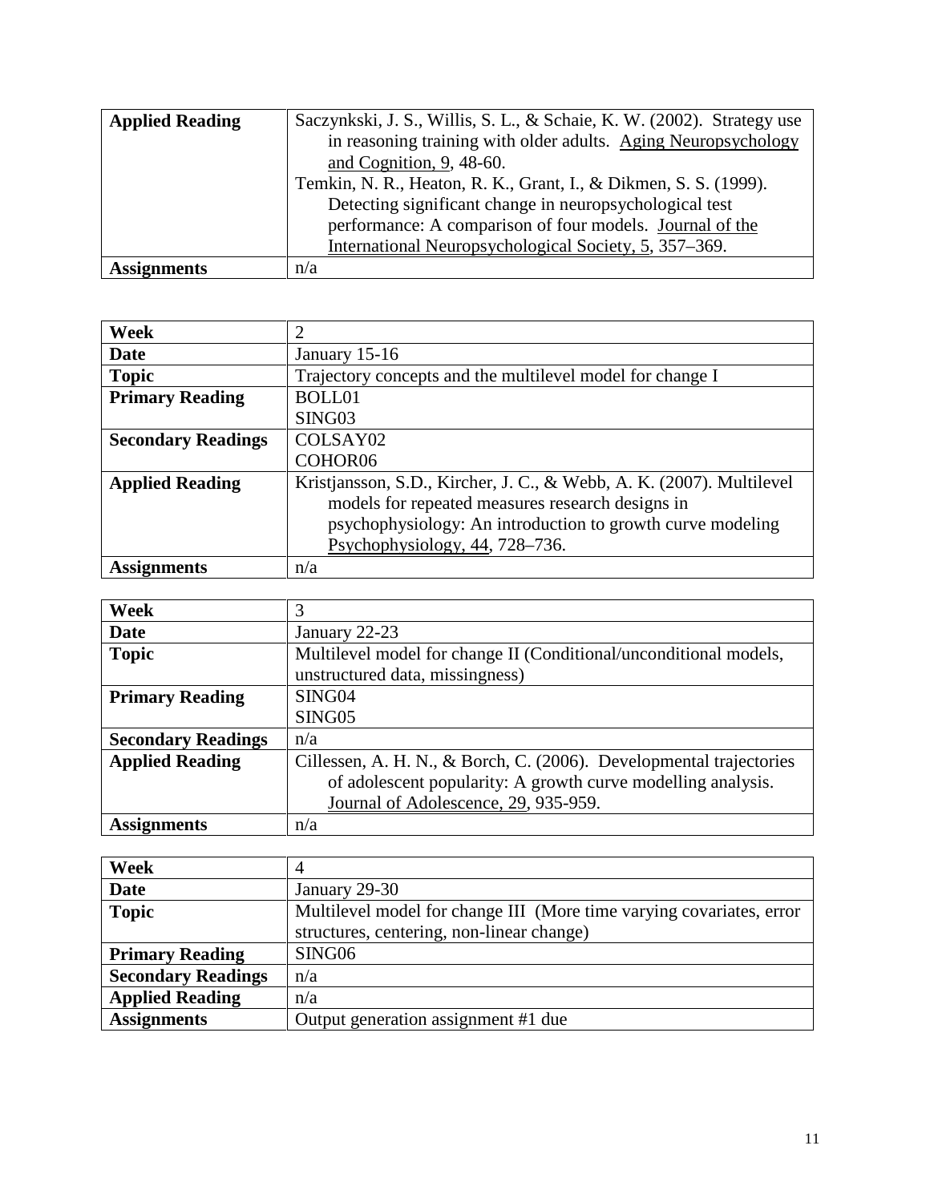| Applied Reading | Saczynkski, J. S., Willis, S. L., & Schaie, K. W. (2002). Strategy use in reasoning training with older adults. Aging Neuropsychology and Cognition, 9, 48-60.<br>Temkin, N. R., Heaton, R. K., Grant, I., & Dikmen, S. S. (1999). Detecting significant change in neuropsychological test performance: A comparison of four models. Journal of the International Neuropsychological Society, 5, 357–369. |
|---|---|
| **Assignments** | n/a |

| **Week** | 2 |
|---|---|
| **Date** | January 15-16 |
| **Topic** | Trajectory concepts and the multilevel model for change I |
| **Primary Reading** | BOLL01<br>SING03 |
| **Secondary Readings** | COLSAY02<br>COHOR06 |
| **Applied Reading** | Kristjansson, S.D., Kircher, J. C., & Webb, A. K. (2007). Multilevel models for repeated measures research designs in psychophysiology: An introduction to growth curve modeling Psychophysiology, 44, 728–736. |
| **Assignments** | n/a |

| **Week** | 3 |
|---|---|
| **Date** | January 22-23 |
| **Topic** | Multilevel model for change II (Conditional/unconditional models, unstructured data, missingness) |
| **Primary Reading** | SING04<br>SING05 |
| **Secondary Readings** | n/a |
| **Applied Reading** | Cillessen, A. H. N., & Borch, C. (2006). Developmental trajectories of adolescent popularity: A growth curve modelling analysis. Journal of Adolescence, 29, 935-959. |
| **Assignments** | n/a |

| **Week** | 4 |
|---|---|
| **Date** | January 29-30 |
| **Topic** | Multilevel model for change III (More time varying covariates, error structures, centering, non-linear change) |
| **Primary Reading** | SING06 |
| **Secondary Readings** | n/a |
| **Applied Reading** | n/a |
| **Assignments** | Output generation assignment #1 due |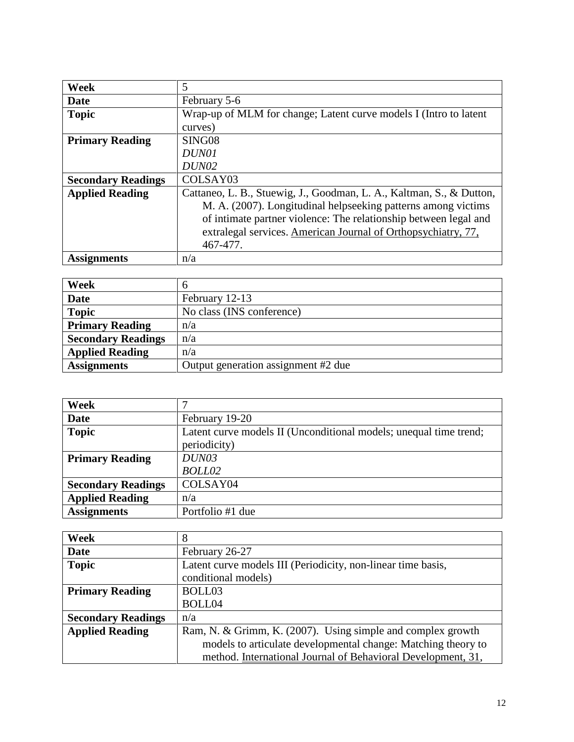| Week | 5 |
|---|---|
| **Date** | February 5-6 |
| **Topic** | Wrap-up of MLM for change; Latent curve models I (Intro to latent curves) |
| **Primary Reading** | SING08<br>*DUN01*<br>*DUN02* |
| **Secondary Readings** | COLSAY03 |
| **Applied Reading** | Cattaneo, L. B., Stuewig, J., Goodman, L. A., Kaltman, S., & Dutton, M. A. (2007). Longitudinal helpseeking patterns among victims of intimate partner violence: The relationship between legal and extralegal services. American Journal of Orthopsychiatry, 77, 467-477. |
| **Assignments** | n/a |

| Week | 6 |
|---|---|
| **Date** | February 12-13 |
| **Topic** | No class (INS conference) |
| **Primary Reading** | n/a |
| **Secondary Readings** | n/a |
| **Applied Reading** | n/a |
| **Assignments** | Output generation assignment #2 due |

| Week | 7 |
|---|---|
| **Date** | February 19-20 |
| **Topic** | Latent curve models II (Unconditional models; unequal time trend; periodicity) |
| **Primary Reading** | *DUN03*<br>*BOLL02* |
| **Secondary Readings** | COLSAY04 |
| **Applied Reading** | n/a |
| **Assignments** | Portfolio #1 due |

| Week | 8 |
|---|---|
| **Date** | February 26-27 |
| **Topic** | Latent curve models III (Periodicity, non-linear time basis, conditional models) |
| **Primary Reading** | BOLL03<br>BOLL04 |
| **Secondary Readings** | n/a |
| **Applied Reading** | Ram, N. & Grimm, K. (2007). Using simple and complex growth models to articulate developmental change: Matching theory to method. International Journal of Behavioral Development, 31, |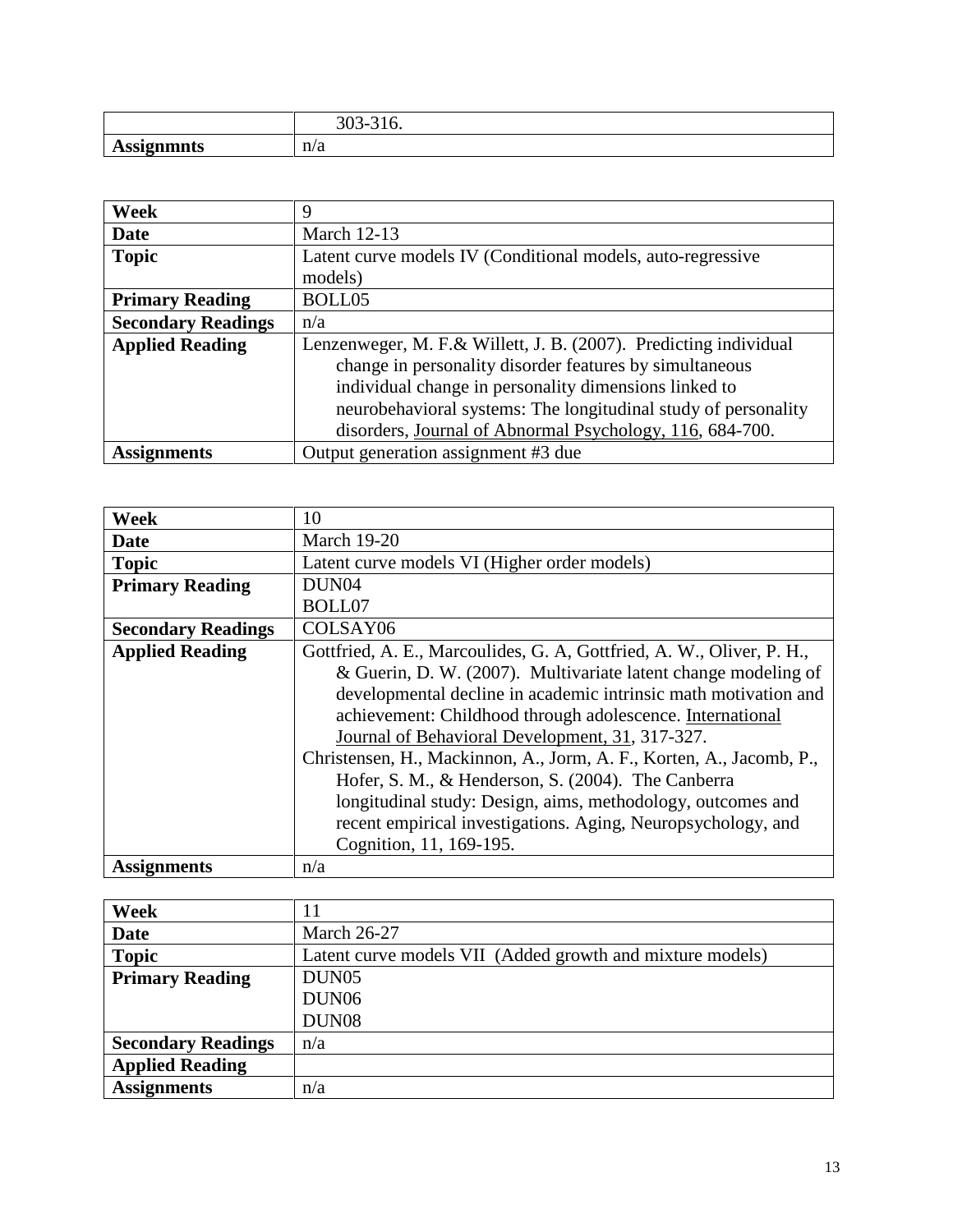| | 303-316. |
|---|---|
| **Assignmnts** | n/a |

| **Week** | 9 |
|---|---|
| **Date** | March 12-13 |
| **Topic** | Latent curve models IV (Conditional models, auto-regressive models) |
| **Primary Reading** | BOLL05 |
| **Secondary Readings** | n/a |
| **Applied Reading** | Lenzenweger, M. F.& Willett, J. B. (2007). Predicting individual change in personality disorder features by simultaneous individual change in personality dimensions linked to neurobehavioral systems: The longitudinal study of personality disorders, Journal of Abnormal Psychology, 116, 684-700. |
| **Assignments** | Output generation assignment #3 due |

| **Week** | 10 |
|---|---|
| **Date** | March 19-20 |
| **Topic** | Latent curve models VI (Higher order models) |
| **Primary Reading** | DUN04<br>BOLL07 |
| **Secondary Readings** | COLSAY06 |
| **Applied Reading** | Gottfried, A. E., Marcoulides, G. A, Gottfried, A. W., Oliver, P. H., & Guerin, D. W. (2007). Multivariate latent change modeling of developmental decline in academic intrinsic math motivation and achievement: Childhood through adolescence. International Journal of Behavioral Development, 31, 317-327.<br>Christensen, H., Mackinnon, A., Jorm, A. F., Korten, A., Jacomb, P., Hofer, S. M., & Henderson, S. (2004). The Canberra longitudinal study: Design, aims, methodology, outcomes and recent empirical investigations. Aging, Neuropsychology, and Cognition, 11, 169-195. |
| **Assignments** | n/a |

| **Week** | 11 |
|---|---|
| **Date** | March 26-27 |
| **Topic** | Latent curve models VII (Added growth and mixture models) |
| **Primary Reading** | DUN05<br>DUN06<br>DUN08 |
| **Secondary Readings** | n/a |
| **Applied Reading** | |
| **Assignments** | n/a |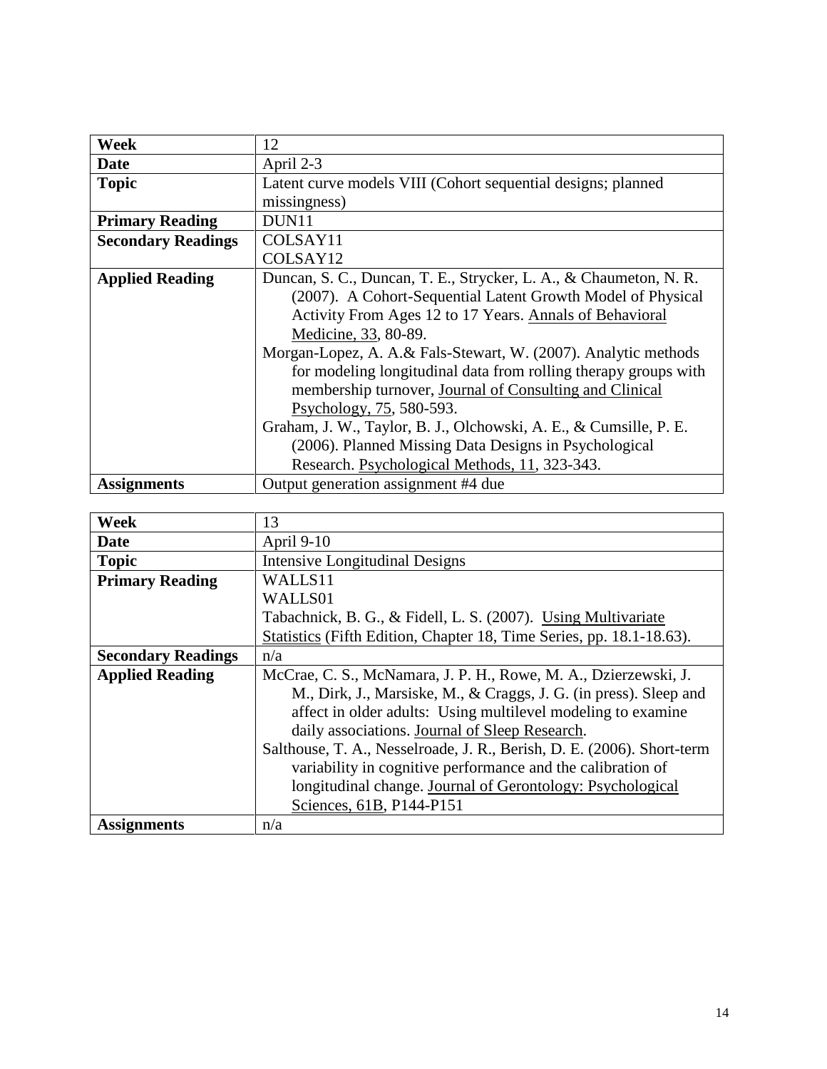| **Week** | 12 |
|---|---|
| **Date** | April 2-3 |
| **Topic** | Latent curve models VIII (Cohort sequential designs; planned missingness) |
| **Primary Reading** | DUN11 |
| **Secondary Readings** | COLSAY11<br>COLSAY12 |
| **Applied Reading** | Duncan, S. C., Duncan, T. E., Strycker, L. A., & Chaumeton, N. R. (2007). A Cohort-Sequential Latent Growth Model of Physical Activity From Ages 12 to 17 Years. Annals of Behavioral Medicine, 33, 80-89.<br>Morgan-Lopez, A. A.& Fals-Stewart, W. (2007). Analytic methods for modeling longitudinal data from rolling therapy groups with membership turnover, Journal of Consulting and Clinical Psychology, 75, 580-593.<br>Graham, J. W., Taylor, B. J., Olchowski, A. E., & Cumsille, P. E. (2006). Planned Missing Data Designs in Psychological Research. Psychological Methods, 11, 323-343. |
| **Assignments** | Output generation assignment #4 due |

| **Week** | 13 |
|---|---|
| **Date** | April 9-10 |
| **Topic** | Intensive Longitudinal Designs |
| **Primary Reading** | WALLS11<br>WALLS01<br>Tabachnick, B. G., & Fidell, L. S. (2007). Using Multivariate Statistics (Fifth Edition, Chapter 18, Time Series, pp. 18.1-18.63). |
| **Secondary Readings** | n/a |
| **Applied Reading** | McCrae, C. S., McNamara, J. P. H., Rowe, M. A., Dzierzewski, J. M., Dirk, J., Marsiske, M., & Craggs, J. G. (in press). Sleep and affect in older adults: Using multilevel modeling to examine daily associations. Journal of Sleep Research.<br>Salthouse, T. A., Nesselroade, J. R., Berish, D. E. (2006). Short-term variability in cognitive performance and the calibration of longitudinal change. Journal of Gerontology: Psychological Sciences, 61B, P144-P151 |
| **Assignments** | n/a |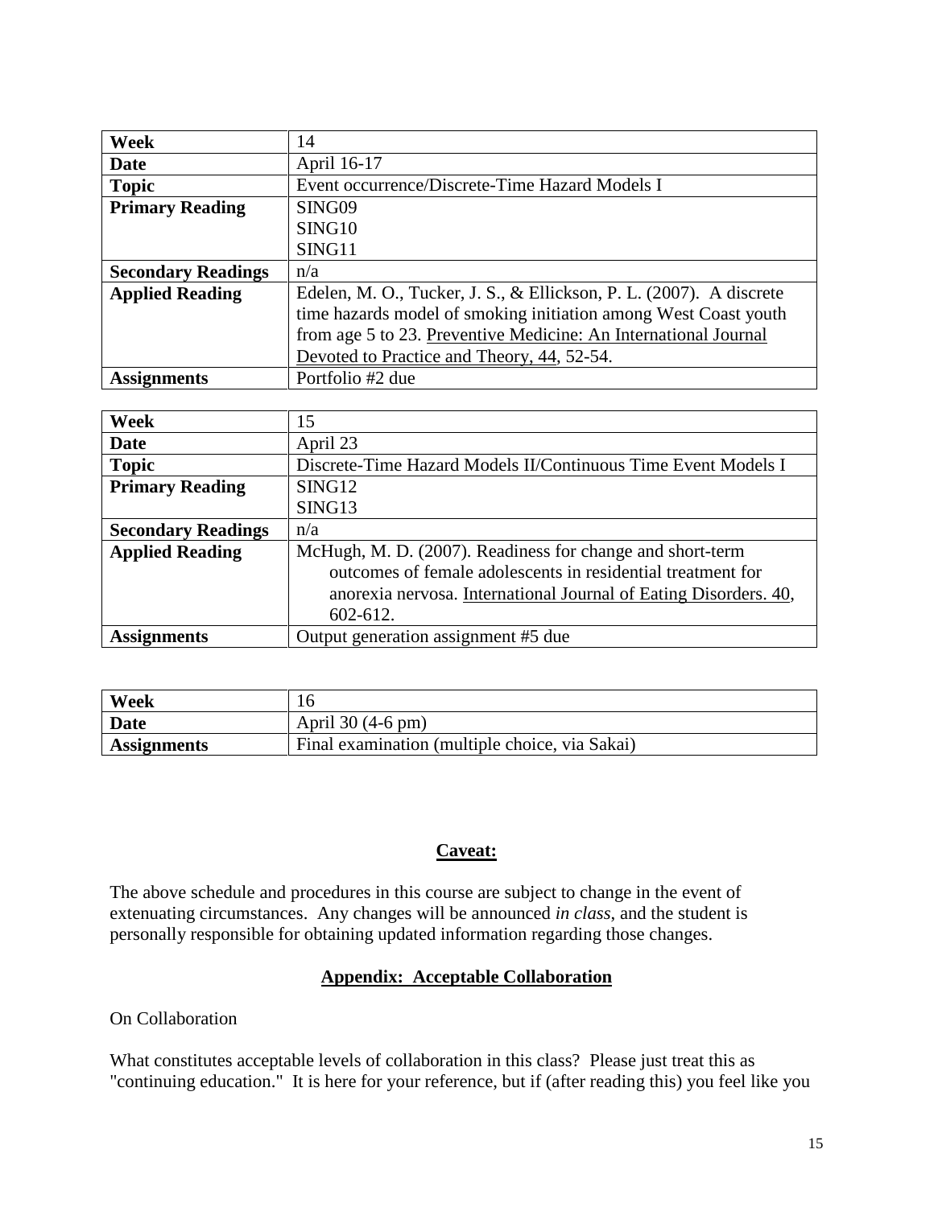| Week | 14 |
|---|---|
| Date | April 16-17 |
| Topic | Event occurrence/Discrete-Time Hazard Models I |
| Primary Reading | SING09<br>SING10<br>SING11 |
| Secondary Readings | n/a |
| Applied Reading | Edelen, M. O., Tucker, J. S., & Ellickson, P. L. (2007). A discrete time hazards model of smoking initiation among West Coast youth from age 5 to 23. Preventive Medicine: An International Journal Devoted to Practice and Theory, 44, 52-54. |
| Assignments | Portfolio #2 due |

| Week | 15 |
|---|---|
| Date | April 23 |
| Topic | Discrete-Time Hazard Models II/Continuous Time Event Models I |
| Primary Reading | SING12<br>SING13 |
| Secondary Readings | n/a |
| Applied Reading | McHugh, M. D. (2007). Readiness for change and short-term outcomes of female adolescents in residential treatment for anorexia nervosa. International Journal of Eating Disorders. 40, 602-612. |
| Assignments | Output generation assignment #5 due |

| Week | 16 |
|---|---|
| Date | April 30 (4-6 pm) |
| Assignments | Final examination (multiple choice, via Sakai) |

## Caveat:

The above schedule and procedures in this course are subject to change in the event of extenuating circumstances. Any changes will be announced *in class*, and the student is personally responsible for obtaining updated information regarding those changes.

## Appendix: Acceptable Collaboration

On Collaboration

What constitutes acceptable levels of collaboration in this class? Please just treat this as "continuing education." It is here for your reference, but if (after reading this) you feel like you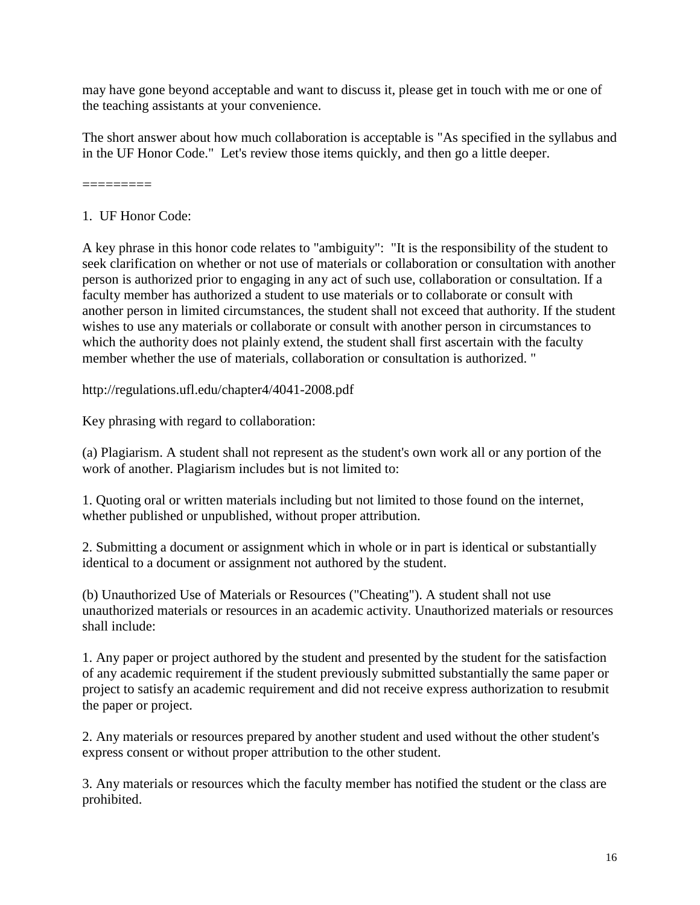may have gone beyond acceptable and want to discuss it, please get in touch with me or one of the teaching assistants at your convenience.

The short answer about how much collaboration is acceptable is "As specified in the syllabus and in the UF Honor Code." Let's review those items quickly, and then go a little deeper.

=========

1. UF Honor Code:

A key phrase in this honor code relates to "ambiguity": "It is the responsibility of the student to seek clarification on whether or not use of materials or collaboration or consultation with another person is authorized prior to engaging in any act of such use, collaboration or consultation. If a faculty member has authorized a student to use materials or to collaborate or consult with another person in limited circumstances, the student shall not exceed that authority. If the student wishes to use any materials or collaborate or consult with another person in circumstances to which the authority does not plainly extend, the student shall first ascertain with the faculty member whether the use of materials, collaboration or consultation is authorized. "

http://regulations.ufl.edu/chapter4/4041-2008.pdf

Key phrasing with regard to collaboration:

(a) Plagiarism. A student shall not represent as the student's own work all or any portion of the work of another. Plagiarism includes but is not limited to:

1. Quoting oral or written materials including but not limited to those found on the internet, whether published or unpublished, without proper attribution.

2. Submitting a document or assignment which in whole or in part is identical or substantially identical to a document or assignment not authored by the student.

(b) Unauthorized Use of Materials or Resources ("Cheating"). A student shall not use unauthorized materials or resources in an academic activity. Unauthorized materials or resources shall include:

1. Any paper or project authored by the student and presented by the student for the satisfaction of any academic requirement if the student previously submitted substantially the same paper or project to satisfy an academic requirement and did not receive express authorization to resubmit the paper or project.

2. Any materials or resources prepared by another student and used without the other student's express consent or without proper attribution to the other student.

3. Any materials or resources which the faculty member has notified the student or the class are prohibited.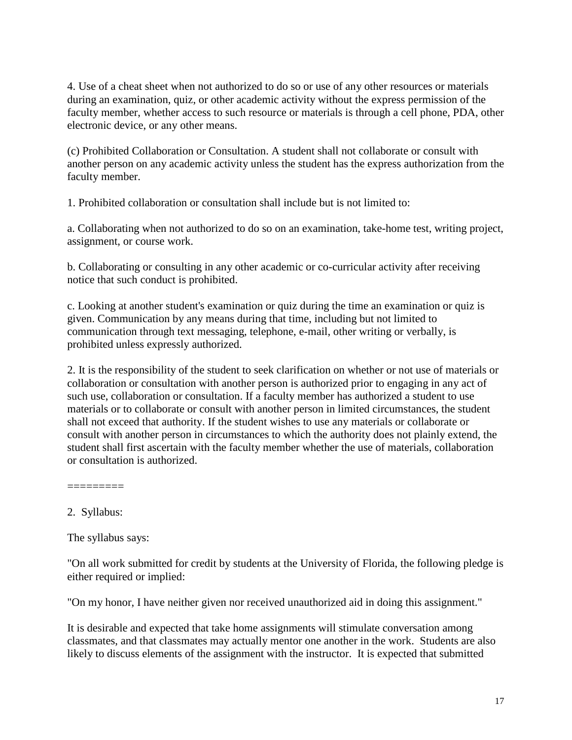4. Use of a cheat sheet when not authorized to do so or use of any other resources or materials during an examination, quiz, or other academic activity without the express permission of the faculty member, whether access to such resource or materials is through a cell phone, PDA, other electronic device, or any other means.

(c) Prohibited Collaboration or Consultation. A student shall not collaborate or consult with another person on any academic activity unless the student has the express authorization from the faculty member.

1. Prohibited collaboration or consultation shall include but is not limited to:

a. Collaborating when not authorized to do so on an examination, take-home test, writing project, assignment, or course work.

b. Collaborating or consulting in any other academic or co-curricular activity after receiving notice that such conduct is prohibited.

c. Looking at another student's examination or quiz during the time an examination or quiz is given. Communication by any means during that time, including but not limited to communication through text messaging, telephone, e-mail, other writing or verbally, is prohibited unless expressly authorized.

2. It is the responsibility of the student to seek clarification on whether or not use of materials or collaboration or consultation with another person is authorized prior to engaging in any act of such use, collaboration or consultation. If a faculty member has authorized a student to use materials or to collaborate or consult with another person in limited circumstances, the student shall not exceed that authority. If the student wishes to use any materials or collaborate or consult with another person in circumstances to which the authority does not plainly extend, the student shall first ascertain with the faculty member whether the use of materials, collaboration or consultation is authorized.

=========

2. Syllabus:

The syllabus says:

"On all work submitted for credit by students at the University of Florida, the following pledge is either required or implied:

"On my honor, I have neither given nor received unauthorized aid in doing this assignment."

It is desirable and expected that take home assignments will stimulate conversation among classmates, and that classmates may actually mentor one another in the work. Students are also likely to discuss elements of the assignment with the instructor. It is expected that submitted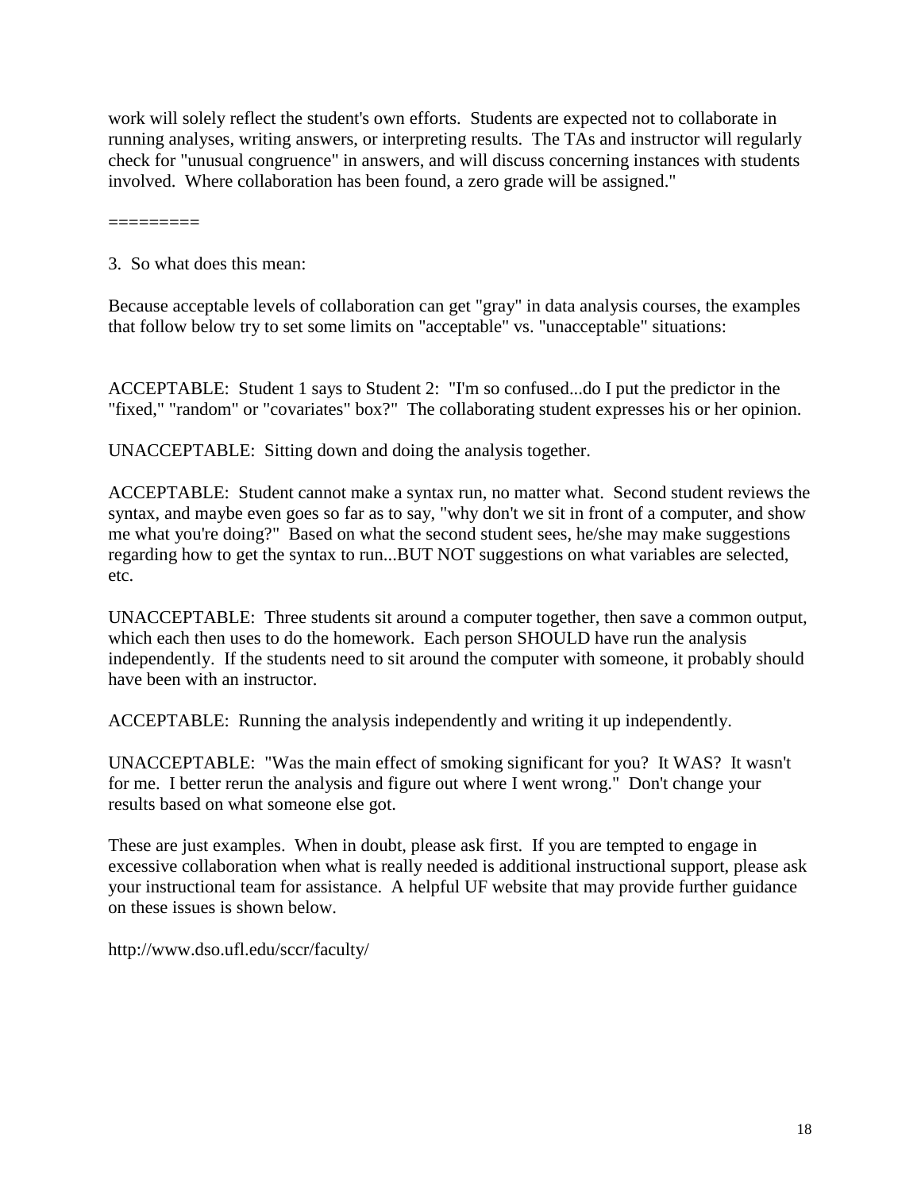work will solely reflect the student's own efforts. Students are expected not to collaborate in running analyses, writing answers, or interpreting results. The TAs and instructor will regularly check for "unusual congruence" in answers, and will discuss concerning instances with students involved. Where collaboration has been found, a zero grade will be assigned."

=========

3. So what does this mean:

Because acceptable levels of collaboration can get "gray" in data analysis courses, the examples that follow below try to set some limits on "acceptable" vs. "unacceptable" situations:

ACCEPTABLE: Student 1 says to Student 2: "I'm so confused...do I put the predictor in the "fixed," "random" or "covariates" box?" The collaborating student expresses his or her opinion.

UNACCEPTABLE: Sitting down and doing the analysis together.

ACCEPTABLE: Student cannot make a syntax run, no matter what. Second student reviews the syntax, and maybe even goes so far as to say, "why don't we sit in front of a computer, and show me what you're doing?" Based on what the second student sees, he/she may make suggestions regarding how to get the syntax to run...BUT NOT suggestions on what variables are selected, etc.

UNACCEPTABLE: Three students sit around a computer together, then save a common output, which each then uses to do the homework. Each person SHOULD have run the analysis independently. If the students need to sit around the computer with someone, it probably should have been with an instructor.

ACCEPTABLE: Running the analysis independently and writing it up independently.

UNACCEPTABLE: "Was the main effect of smoking significant for you? It WAS? It wasn't for me. I better rerun the analysis and figure out where I went wrong." Don't change your results based on what someone else got.

These are just examples. When in doubt, please ask first. If you are tempted to engage in excessive collaboration when what is really needed is additional instructional support, please ask your instructional team for assistance. A helpful UF website that may provide further guidance on these issues is shown below.

http://www.dso.ufl.edu/sccr/faculty/